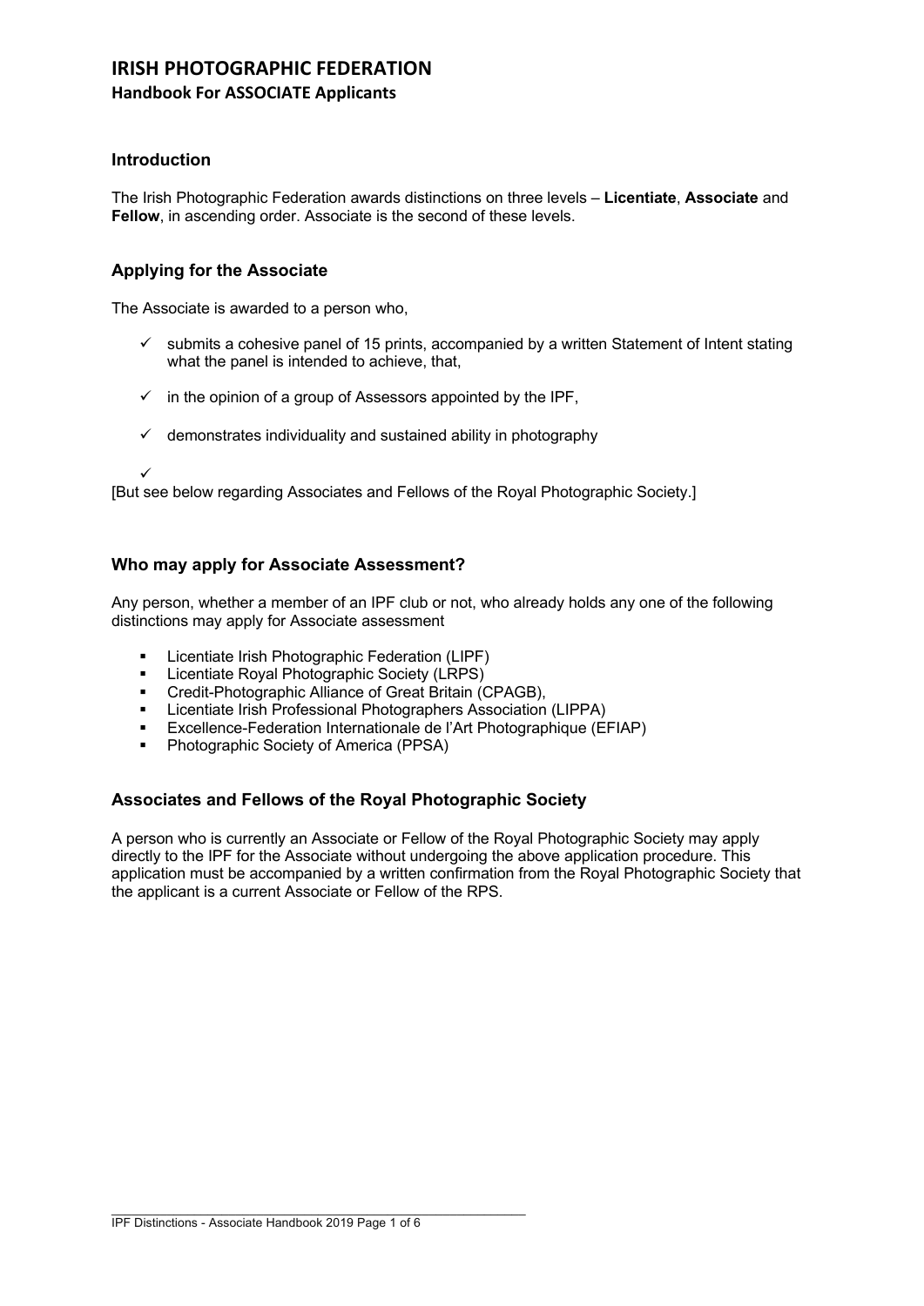# IRISH PHOTOGRAPHIC FEDERATION

**Handbook For ASSOCIATE Applicants**

## Introduction

The Irish Photographic Federation awards distinctions on three levels – **Licentiate**, **Associate** and **Fellow**, in ascending order. Associate is the second of these levels.

## Applying for the Associate

The Associate is awarded to a person who,

- ✓ submits a cohesive panel of 15 prints, accompanied by a written Statement of Intent stating what the panel is intended to achieve, that,
- ✓ in the opinion of a group of Assessors appointed by the IPF,
- ✓ demonstrates individuality and sustained ability in photography
- ✓

[But see below regarding Associates and Fellows of the Royal Photographic Society.]

## Who may apply for Associate Assessment?

Any person, whether a member of an IPF club or not, who already holds any one of the following distinctions may apply for Associate assessment

- Licentiate Irish Photographic Federation (LIPF)
- Licentiate Royal Photographic Society (LRPS)
- Credit-Photographic Alliance of Great Britain (CPAGB),
- Licentiate Irish Professional Photographers Association (LIPPA)
- Excellence-Federation Internationale de l'Art Photographique (EFIAP)
- Photographic Society of America (PPSA)

## Associates and Fellows of the Royal Photographic Society

A person who is currently an Associate or Fellow of the Royal Photographic Society may apply directly to the IPF for the Associate without undergoing the above application procedure. This application must be accompanied by a written confirmation from the Royal Photographic Society that the applicant is a current Associate or Fellow of the RPS.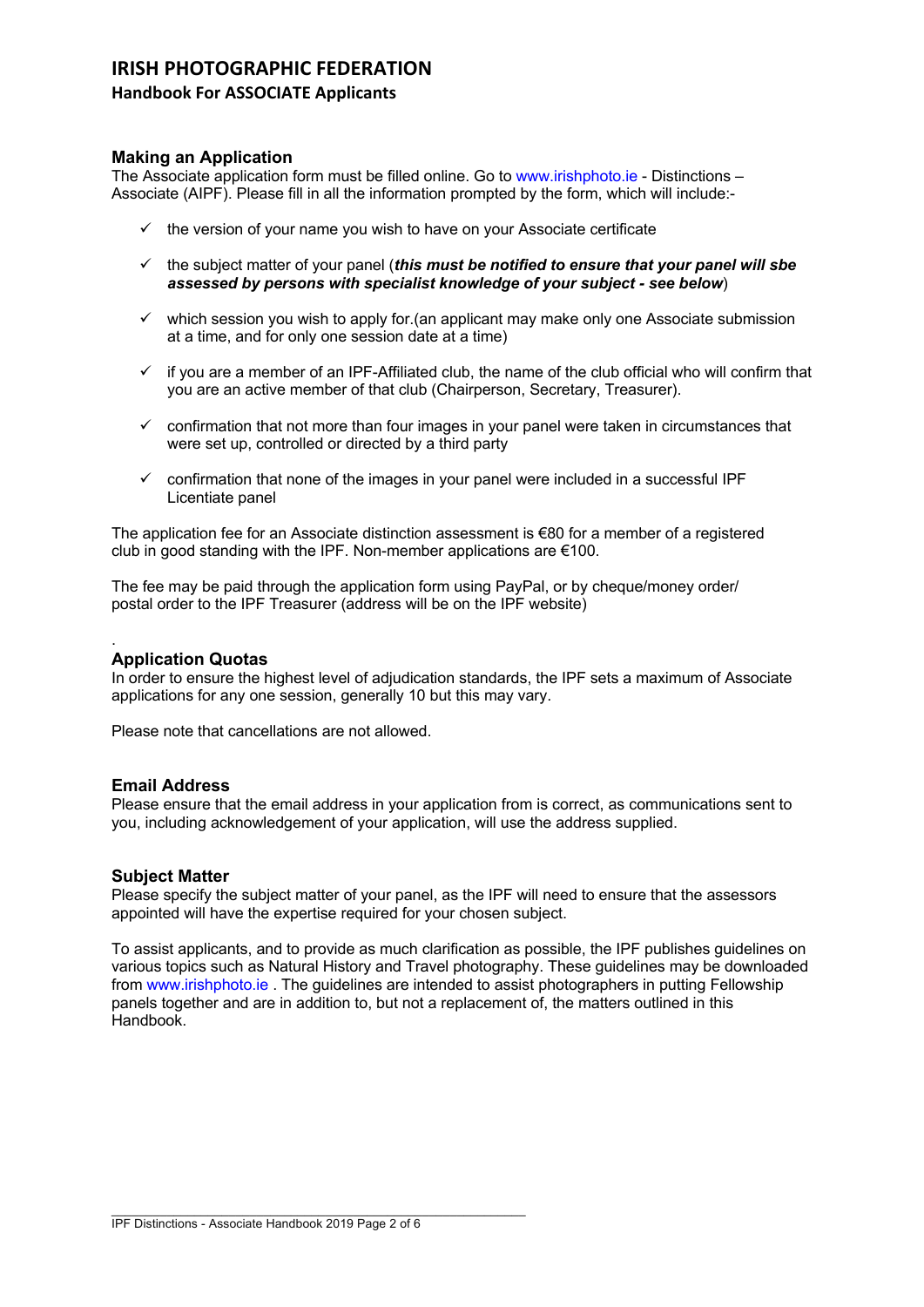# IRISH PHOTOGRAPHIC FEDERATION

## Handbook For ASSOCIATE Applicants

### Making an Application

The Associate application form must be filled online. Go to www.irishphoto.ie - Distinctions – Associate (AIPF). Please fill in all the information prompted by the form, which will include:-

- ✓ the version of your name you wish to have on your Associate certificate
- ✓ the subject matter of your panel (***this must be notified to ensure that your panel will sbe assessed by persons with specialist knowledge of your subject - see below***)
- ✓ which session you wish to apply for.(an applicant may make only one Associate submission at a time, and for only one session date at a time)
- ✓ if you are a member of an IPF-Affiliated club, the name of the club official who will confirm that you are an active member of that club (Chairperson, Secretary, Treasurer).
- ✓ confirmation that not more than four images in your panel were taken in circumstances that were set up, controlled or directed by a third party
- ✓ confirmation that none of the images in your panel were included in a successful IPF Licentiate panel

The application fee for an Associate distinction assessment is €80 for a member of a registered club in good standing with the IPF. Non-member applications are €100.

The fee may be paid through the application form using PayPal, or by cheque/money order/ postal order to the IPF Treasurer (address will be on the IPF website)

.

### Application Quotas

In order to ensure the highest level of adjudication standards, the IPF sets a maximum of Associate applications for any one session, generally 10 but this may vary.

Please note that cancellations are not allowed.

### Email Address

Please ensure that the email address in your application from is correct, as communications sent to you, including acknowledgement of your application, will use the address supplied.

### Subject Matter

Please specify the subject matter of your panel, as the IPF will need to ensure that the assessors appointed will have the expertise required for your chosen subject.

To assist applicants, and to provide as much clarification as possible, the IPF publishes guidelines on various topics such as Natural History and Travel photography. These guidelines may be downloaded from www.irishphoto.ie . The guidelines are intended to assist photographers in putting Fellowship panels together and are in addition to, but not a replacement of, the matters outlined in this Handbook.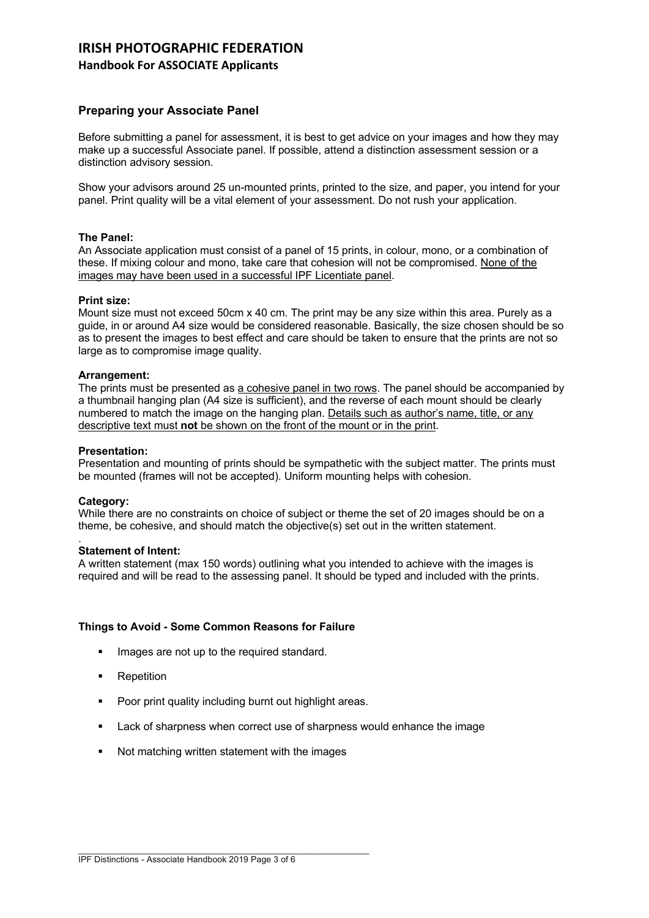## Preparing your Associate Panel

Before submitting a panel for assessment, it is best to get advice on your images and how they may make up a successful Associate panel. If possible, attend a distinction assessment session or a distinction advisory session.

Show your advisors around 25 un-mounted prints, printed to the size, and paper, you intend for your panel. Print quality will be a vital element of your assessment. Do not rush your application.

**The Panel:**
An Associate application must consist of a panel of 15 prints, in colour, mono, or a combination of these. If mixing colour and mono, take care that cohesion will not be compromised. None of the images may have been used in a successful IPF Licentiate panel.

**Print size:**
Mount size must not exceed 50cm x 40 cm. The print may be any size within this area. Purely as a guide, in or around A4 size would be considered reasonable. Basically, the size chosen should be so as to present the images to best effect and care should be taken to ensure that the prints are not so large as to compromise image quality.

**Arrangement:**
The prints must be presented as a cohesive panel in two rows. The panel should be accompanied by a thumbnail hanging plan (A4 size is sufficient), and the reverse of each mount should be clearly numbered to match the image on the hanging plan. Details such as author's name, title, or any descriptive text must **not** be shown on the front of the mount or in the print.

**Presentation:**
Presentation and mounting of prints should be sympathetic with the subject matter. The prints must be mounted (frames will not be accepted). Uniform mounting helps with cohesion.

**Category:**
While there are no constraints on choice of subject or theme the set of 20 images should be on a theme, be cohesive, and should match the objective(s) set out in the written statement.

**Statement of Intent:**
A written statement (max 150 words) outlining what you intended to achieve with the images is required and will be read to the assessing panel. It should be typed and included with the prints.

**Things to Avoid - Some Common Reasons for Failure**

- Images are not up to the required standard.
- Repetition
- Poor print quality including burnt out highlight areas.
- Lack of sharpness when correct use of sharpness would enhance the image
- Not matching written statement with the images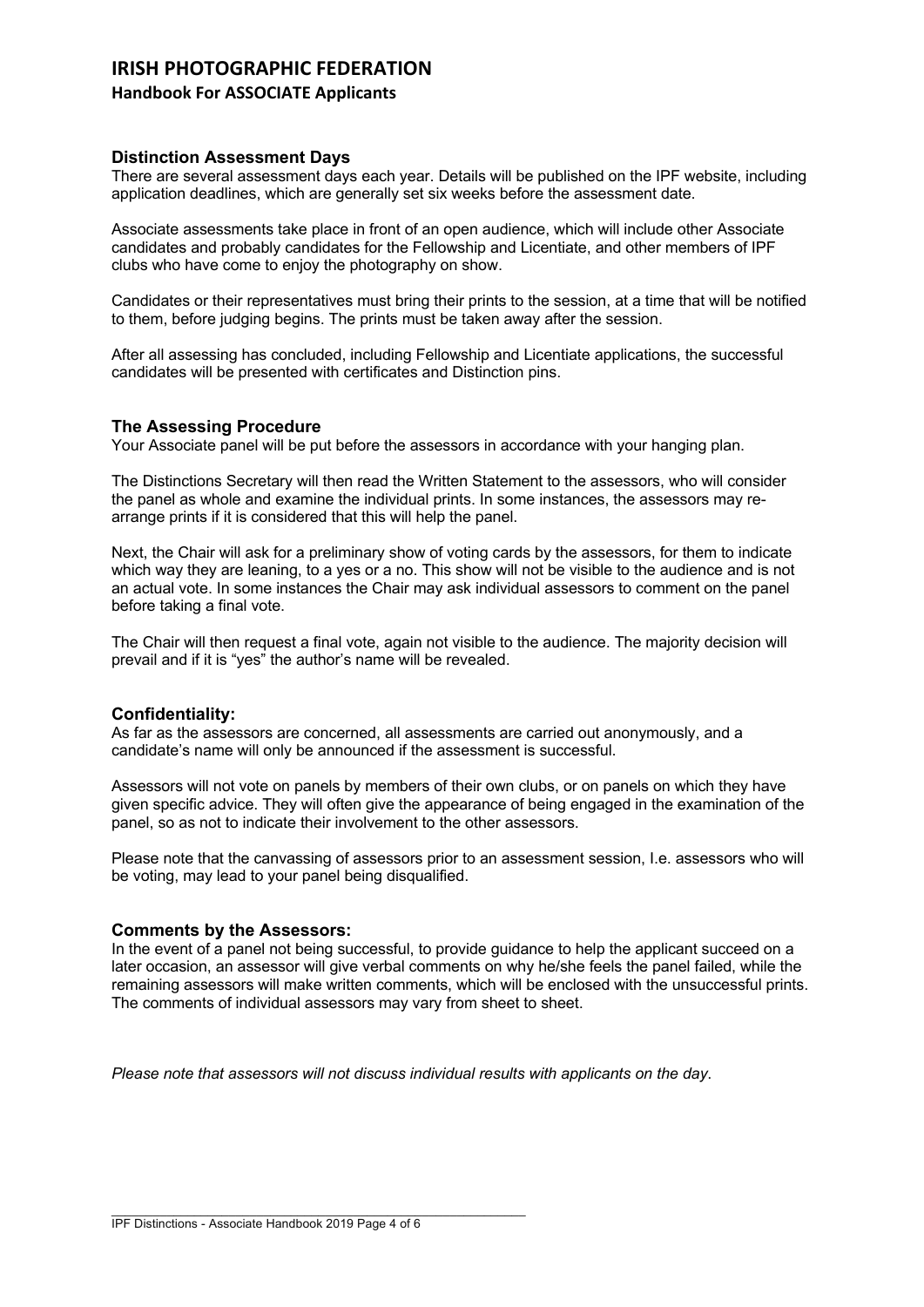## Distinction Assessment Days

There are several assessment days each year. Details will be published on the IPF website, including application deadlines, which are generally set six weeks before the assessment date.

Associate assessments take place in front of an open audience, which will include other Associate candidates and probably candidates for the Fellowship and Licentiate, and other members of IPF clubs who have come to enjoy the photography on show.

Candidates or their representatives must bring their prints to the session, at a time that will be notified to them, before judging begins. The prints must be taken away after the session.

After all assessing has concluded, including Fellowship and Licentiate applications, the successful candidates will be presented with certificates and Distinction pins.

## The Assessing Procedure

Your Associate panel will be put before the assessors in accordance with your hanging plan.

The Distinctions Secretary will then read the Written Statement to the assessors, who will consider the panel as whole and examine the individual prints. In some instances, the assessors may re-arrange prints if it is considered that this will help the panel.

Next, the Chair will ask for a preliminary show of voting cards by the assessors, for them to indicate which way they are leaning, to a yes or a no. This show will not be visible to the audience and is not an actual vote. In some instances the Chair may ask individual assessors to comment on the panel before taking a final vote.

The Chair will then request a final vote, again not visible to the audience. The majority decision will prevail and if it is "yes" the author's name will be revealed.

## Confidentiality:

As far as the assessors are concerned, all assessments are carried out anonymously, and a candidate's name will only be announced if the assessment is successful.

Assessors will not vote on panels by members of their own clubs, or on panels on which they have given specific advice. They will often give the appearance of being engaged in the examination of the panel, so as not to indicate their involvement to the other assessors.

Please note that the canvassing of assessors prior to an assessment session, I.e. assessors who will be voting, may lead to your panel being disqualified.

## Comments by the Assessors:

In the event of a panel not being successful, to provide guidance to help the applicant succeed on a later occasion, an assessor will give verbal comments on why he/she feels the panel failed, while the remaining assessors will make written comments, which will be enclosed with the unsuccessful prints. The comments of individual assessors may vary from sheet to sheet.

*Please note that assessors will not discuss individual results with applicants on the day.*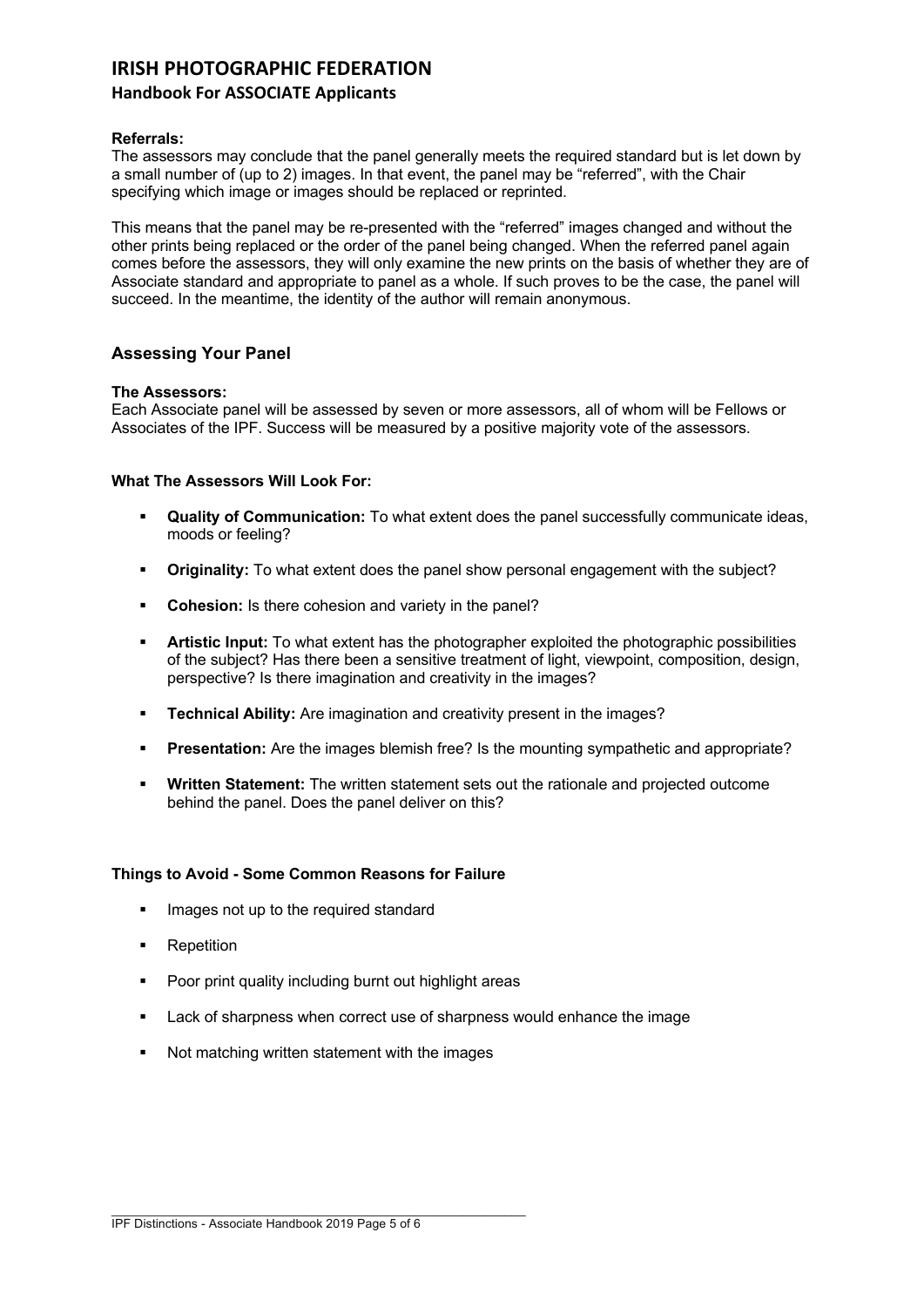**Referrals:**
The assessors may conclude that the panel generally meets the required standard but is let down by a small number of (up to 2) images. In that event, the panel may be "referred", with the Chair specifying which image or images should be replaced or reprinted.

This means that the panel may be re-presented with the "referred" images changed and without the other prints being replaced or the order of the panel being changed. When the referred panel again comes before the assessors, they will only examine the new prints on the basis of whether they are of Associate standard and appropriate to panel as a whole. If such proves to be the case, the panel will succeed. In the meantime, the identity of the author will remain anonymous.

## Assessing Your Panel

**The Assessors:**
Each Associate panel will be assessed by seven or more assessors, all of whom will be Fellows or Associates of the IPF. Success will be measured by a positive majority vote of the assessors.

**What The Assessors Will Look For:**

- **Quality of Communication:** To what extent does the panel successfully communicate ideas, moods or feeling?
- **Originality:** To what extent does the panel show personal engagement with the subject?
- **Cohesion:** Is there cohesion and variety in the panel?
- **Artistic Input:** To what extent has the photographer exploited the photographic possibilities of the subject? Has there been a sensitive treatment of light, viewpoint, composition, design, perspective? Is there imagination and creativity in the images?
- **Technical Ability:** Are imagination and creativity present in the images?
- **Presentation:** Are the images blemish free? Is the mounting sympathetic and appropriate?
- **Written Statement:** The written statement sets out the rationale and projected outcome behind the panel. Does the panel deliver on this?

**Things to Avoid - Some Common Reasons for Failure**

- Images not up to the required standard
- Repetition
- Poor print quality including burnt out highlight areas
- Lack of sharpness when correct use of sharpness would enhance the image
- Not matching written statement with the images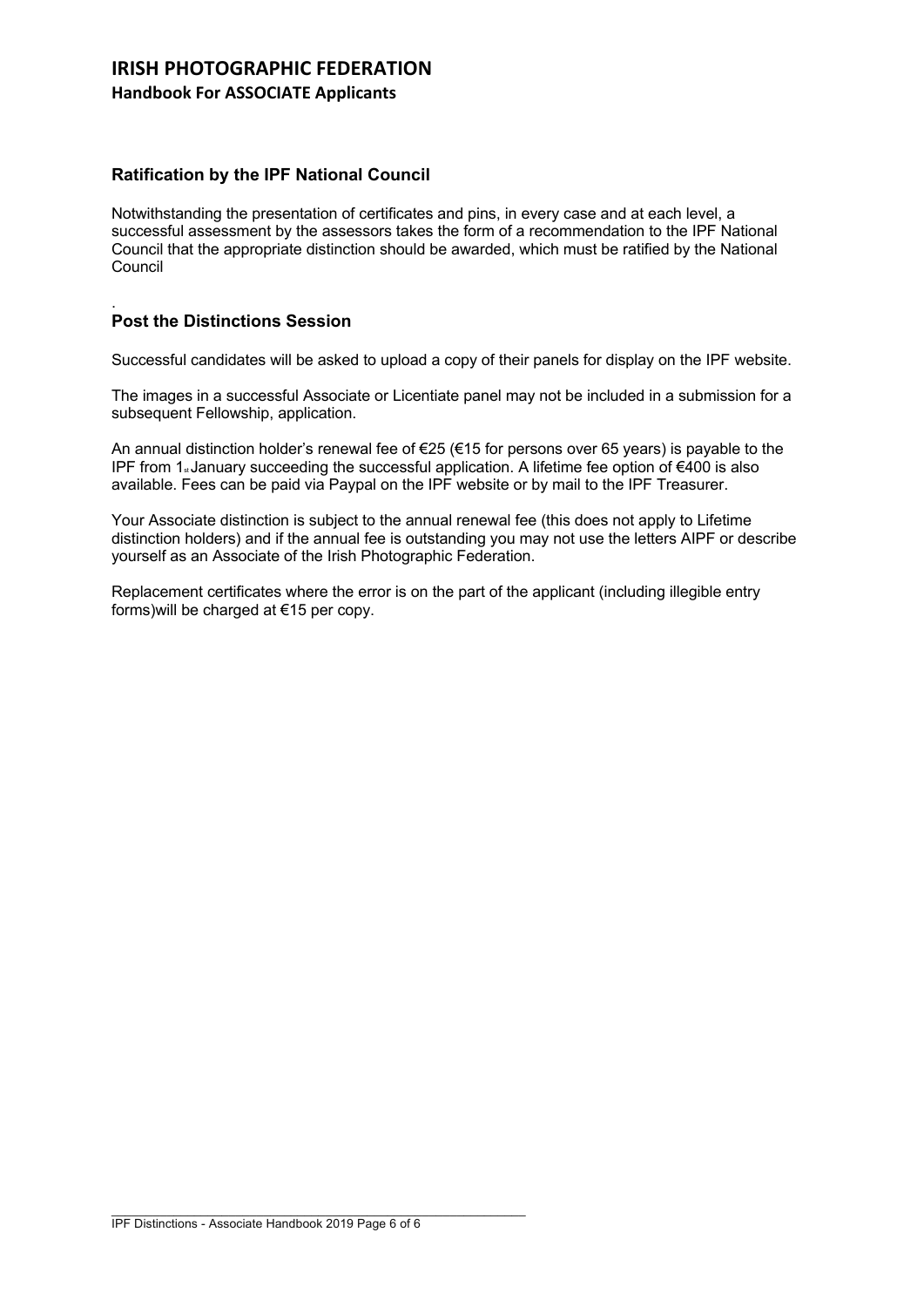## Ratification by the IPF National Council

Notwithstanding the presentation of certificates and pins, in every case and at each level, a successful assessment by the assessors takes the form of a recommendation to the IPF National Council that the appropriate distinction should be awarded, which must be ratified by the National Council

.

## Post the Distinctions Session

Successful candidates will be asked to upload a copy of their panels for display on the IPF website.

The images in a successful Associate or Licentiate panel may not be included in a submission for a subsequent Fellowship, application.

An annual distinction holder's renewal fee of €25 (€15 for persons over 65 years) is payable to the IPF from 1st January succeeding the successful application. A lifetime fee option of €400 is also available. Fees can be paid via Paypal on the IPF website or by mail to the IPF Treasurer.

Your Associate distinction is subject to the annual renewal fee (this does not apply to Lifetime distinction holders) and if the annual fee is outstanding you may not use the letters AIPF or describe yourself as an Associate of the Irish Photographic Federation.

Replacement certificates where the error is on the part of the applicant (including illegible entry forms)will be charged at €15 per copy.